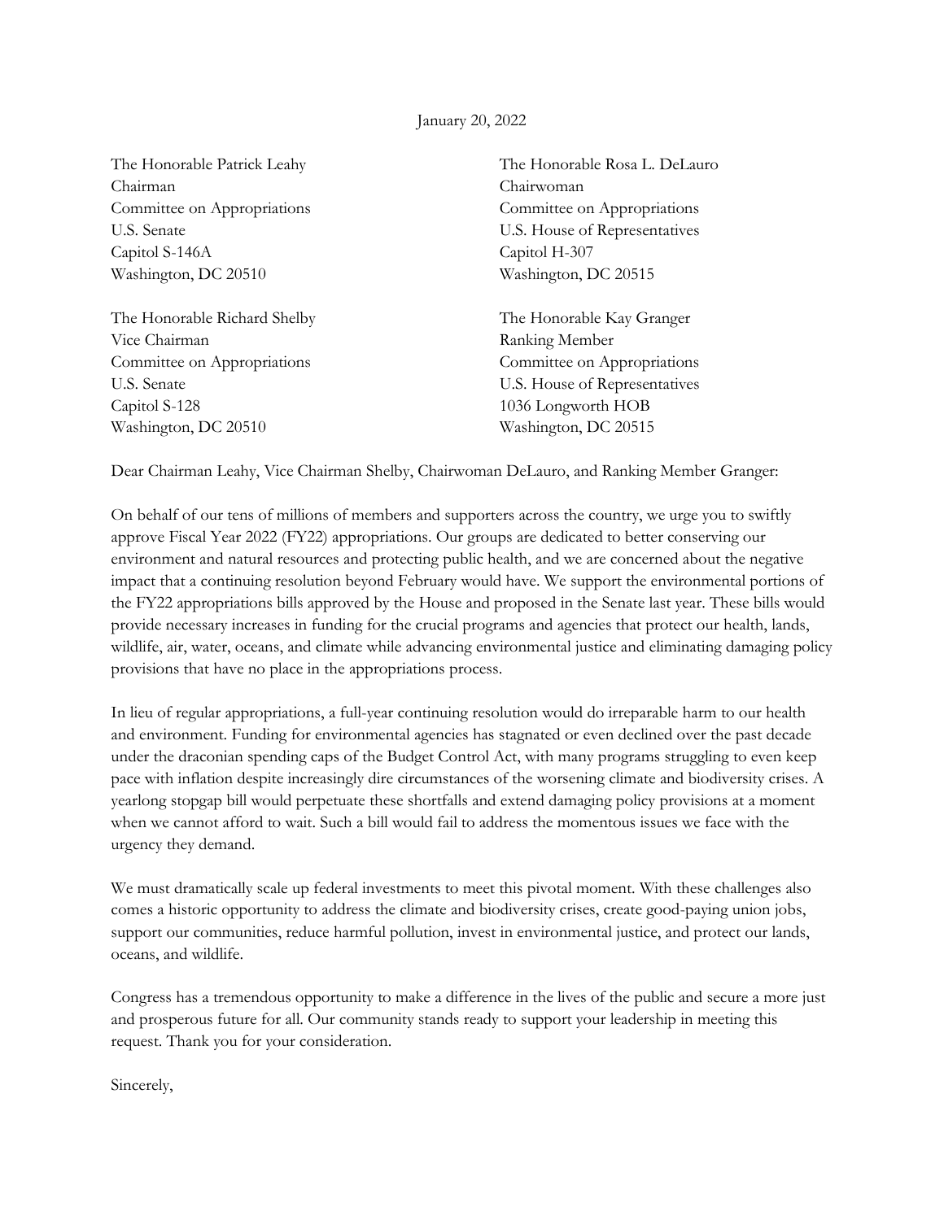January 20, 2022

The Honorable Patrick Leahy
Chairman
Committee on Appropriations
U.S. Senate
Capitol S-146A
Washington, DC 20510

The Honorable Rosa L. DeLauro
Chairwoman
Committee on Appropriations
U.S. House of Representatives
Capitol H-307
Washington, DC 20515

The Honorable Richard Shelby
Vice Chairman
Committee on Appropriations
U.S. Senate
Capitol S-128
Washington, DC 20510

The Honorable Kay Granger
Ranking Member
Committee on Appropriations
U.S. House of Representatives
1036 Longworth HOB
Washington, DC 20515

Dear Chairman Leahy, Vice Chairman Shelby, Chairwoman DeLauro, and Ranking Member Granger:

On behalf of our tens of millions of members and supporters across the country, we urge you to swiftly approve Fiscal Year 2022 (FY22) appropriations. Our groups are dedicated to better conserving our environment and natural resources and protecting public health, and we are concerned about the negative impact that a continuing resolution beyond February would have. We support the environmental portions of the FY22 appropriations bills approved by the House and proposed in the Senate last year. These bills would provide necessary increases in funding for the crucial programs and agencies that protect our health, lands, wildlife, air, water, oceans, and climate while advancing environmental justice and eliminating damaging policy provisions that have no place in the appropriations process.

In lieu of regular appropriations, a full-year continuing resolution would do irreparable harm to our health and environment. Funding for environmental agencies has stagnated or even declined over the past decade under the draconian spending caps of the Budget Control Act, with many programs struggling to even keep pace with inflation despite increasingly dire circumstances of the worsening climate and biodiversity crises. A yearlong stopgap bill would perpetuate these shortfalls and extend damaging policy provisions at a moment when we cannot afford to wait. Such a bill would fail to address the momentous issues we face with the urgency they demand.

We must dramatically scale up federal investments to meet this pivotal moment. With these challenges also comes a historic opportunity to address the climate and biodiversity crises, create good-paying union jobs, support our communities, reduce harmful pollution, invest in environmental justice, and protect our lands, oceans, and wildlife.

Congress has a tremendous opportunity to make a difference in the lives of the public and secure a more just and prosperous future for all. Our community stands ready to support your leadership in meeting this request. Thank you for your consideration.

Sincerely,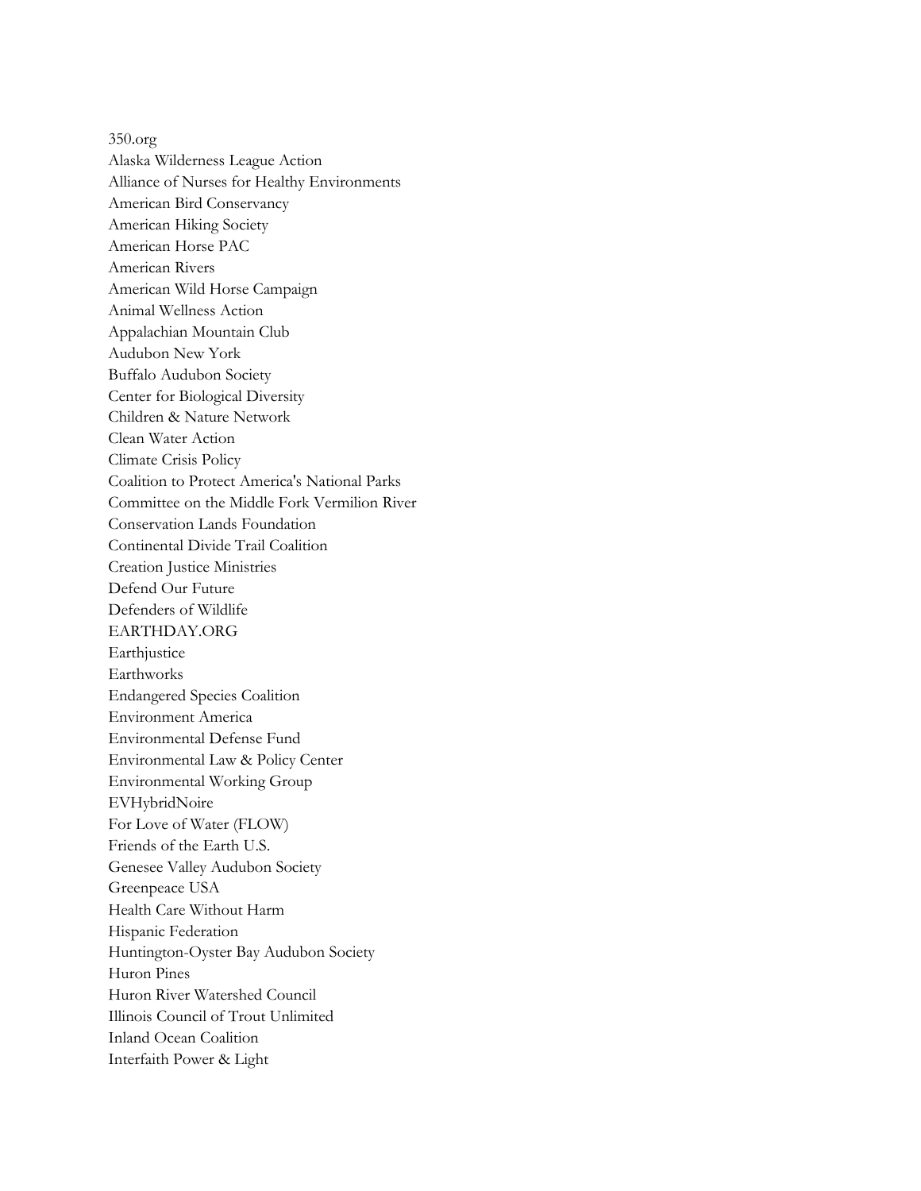350.org
Alaska Wilderness League Action
Alliance of Nurses for Healthy Environments
American Bird Conservancy
American Hiking Society
American Horse PAC
American Rivers
American Wild Horse Campaign
Animal Wellness Action
Appalachian Mountain Club
Audubon New York
Buffalo Audubon Society
Center for Biological Diversity
Children & Nature Network
Clean Water Action
Climate Crisis Policy
Coalition to Protect America's National Parks
Committee on the Middle Fork Vermilion River
Conservation Lands Foundation
Continental Divide Trail Coalition
Creation Justice Ministries
Defend Our Future
Defenders of Wildlife
EARTHDAY.ORG
Earthjustice
Earthworks
Endangered Species Coalition
Environment America
Environmental Defense Fund
Environmental Law & Policy Center
Environmental Working Group
EVHybridNoire
For Love of Water (FLOW)
Friends of the Earth U.S.
Genesee Valley Audubon Society
Greenpeace USA
Health Care Without Harm
Hispanic Federation
Huntington-Oyster Bay Audubon Society
Huron Pines
Huron River Watershed Council
Illinois Council of Trout Unlimited
Inland Ocean Coalition
Interfaith Power & Light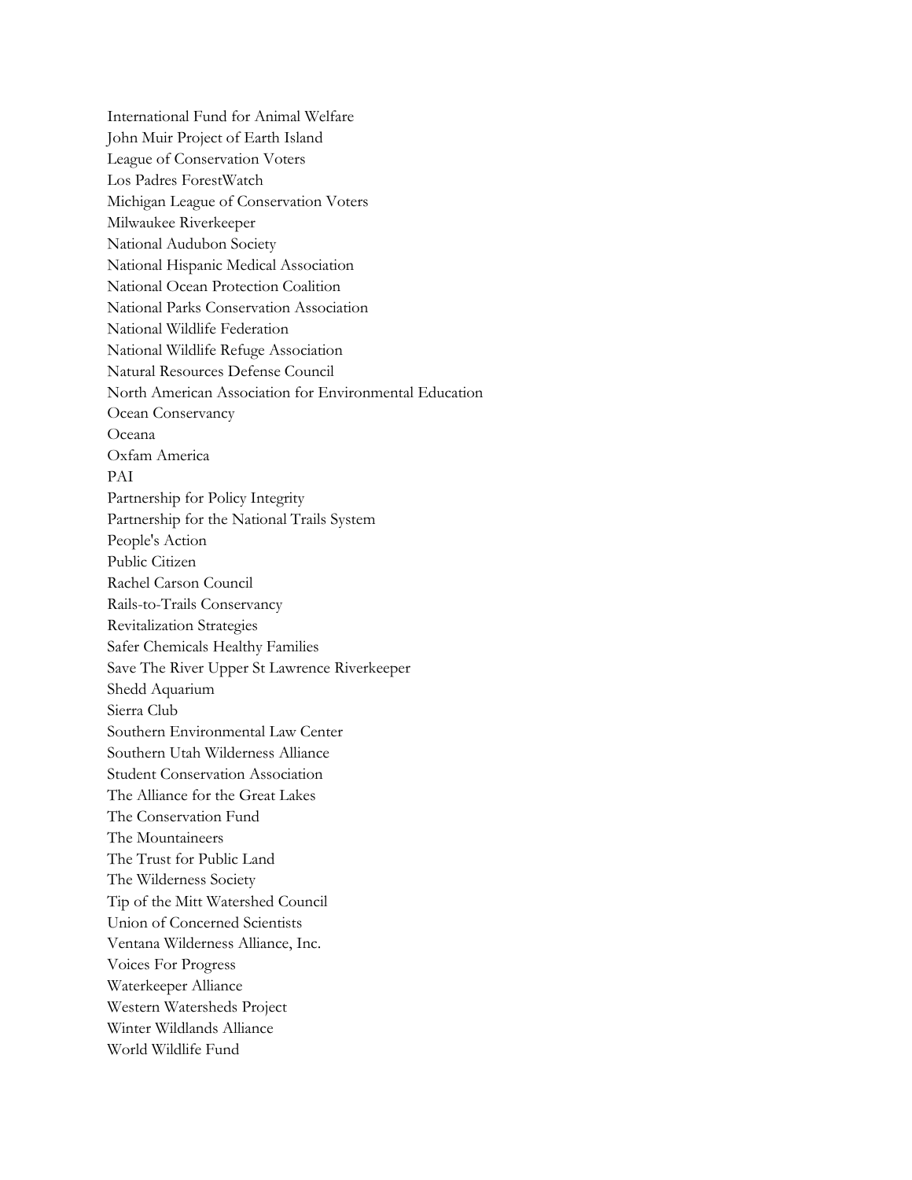International Fund for Animal Welfare
John Muir Project of Earth Island
League of Conservation Voters
Los Padres ForestWatch
Michigan League of Conservation Voters
Milwaukee Riverkeeper
National Audubon Society
National Hispanic Medical Association
National Ocean Protection Coalition
National Parks Conservation Association
National Wildlife Federation
National Wildlife Refuge Association
Natural Resources Defense Council
North American Association for Environmental Education
Ocean Conservancy
Oceana
Oxfam America
PAI
Partnership for Policy Integrity
Partnership for the National Trails System
People's Action
Public Citizen
Rachel Carson Council
Rails-to-Trails Conservancy
Revitalization Strategies
Safer Chemicals Healthy Families
Save The River Upper St Lawrence Riverkeeper
Shedd Aquarium
Sierra Club
Southern Environmental Law Center
Southern Utah Wilderness Alliance
Student Conservation Association
The Alliance for the Great Lakes
The Conservation Fund
The Mountaineers
The Trust for Public Land
The Wilderness Society
Tip of the Mitt Watershed Council
Union of Concerned Scientists
Ventana Wilderness Alliance, Inc.
Voices For Progress
Waterkeeper Alliance
Western Watersheds Project
Winter Wildlands Alliance
World Wildlife Fund